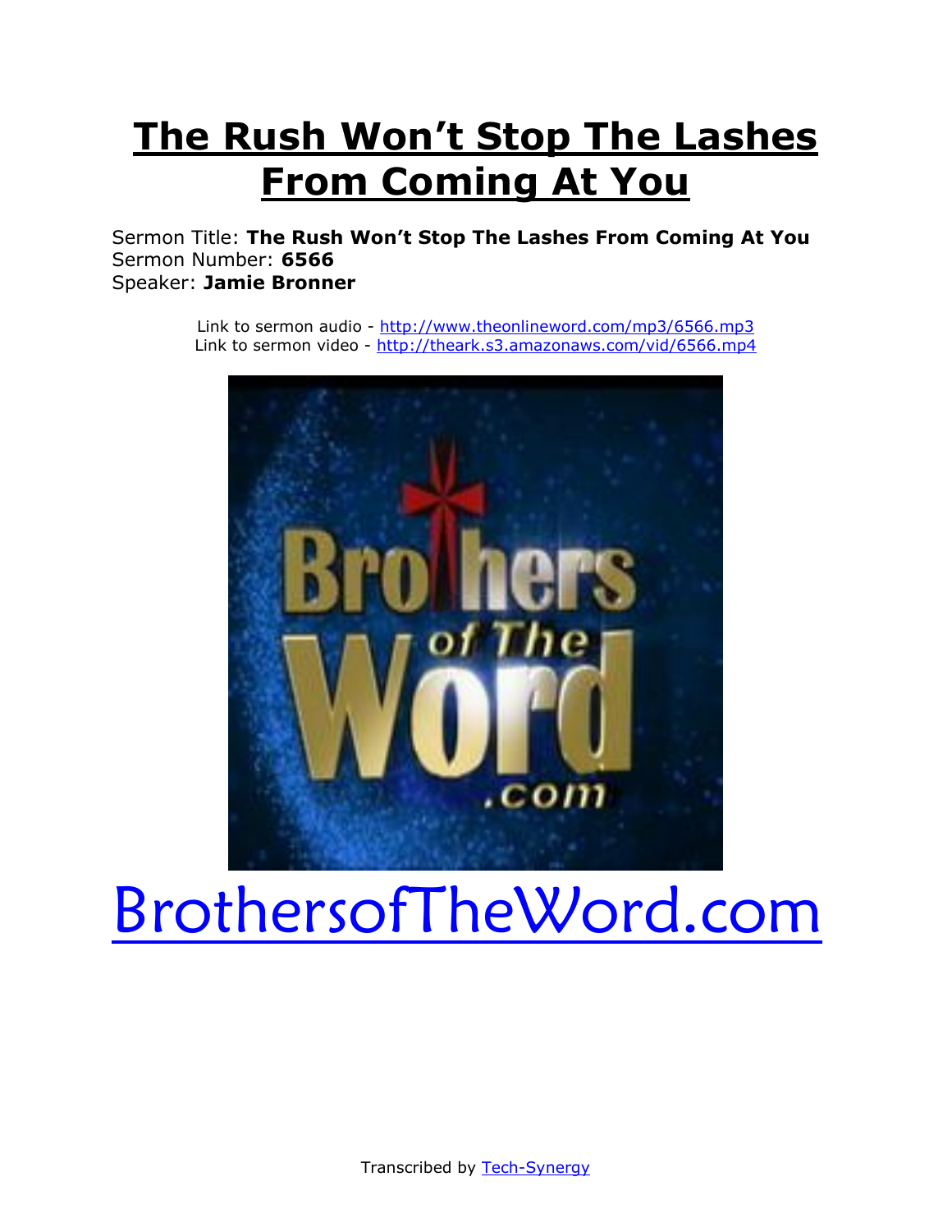# The Rush Won't Stop The Lashes From Coming At You

Sermon Title: **The Rush Won't Stop The Lashes From Coming At You**
Sermon Number: **6566**
Speaker: **Jamie Bronner**

Link to sermon audio - http://www.theonlineword.com/mp3/6566.mp3
Link to sermon video - http://theark.s3.amazonaws.com/vid/6566.mp4

BrothersofTheWord.com

Transcribed by Tech-Synergy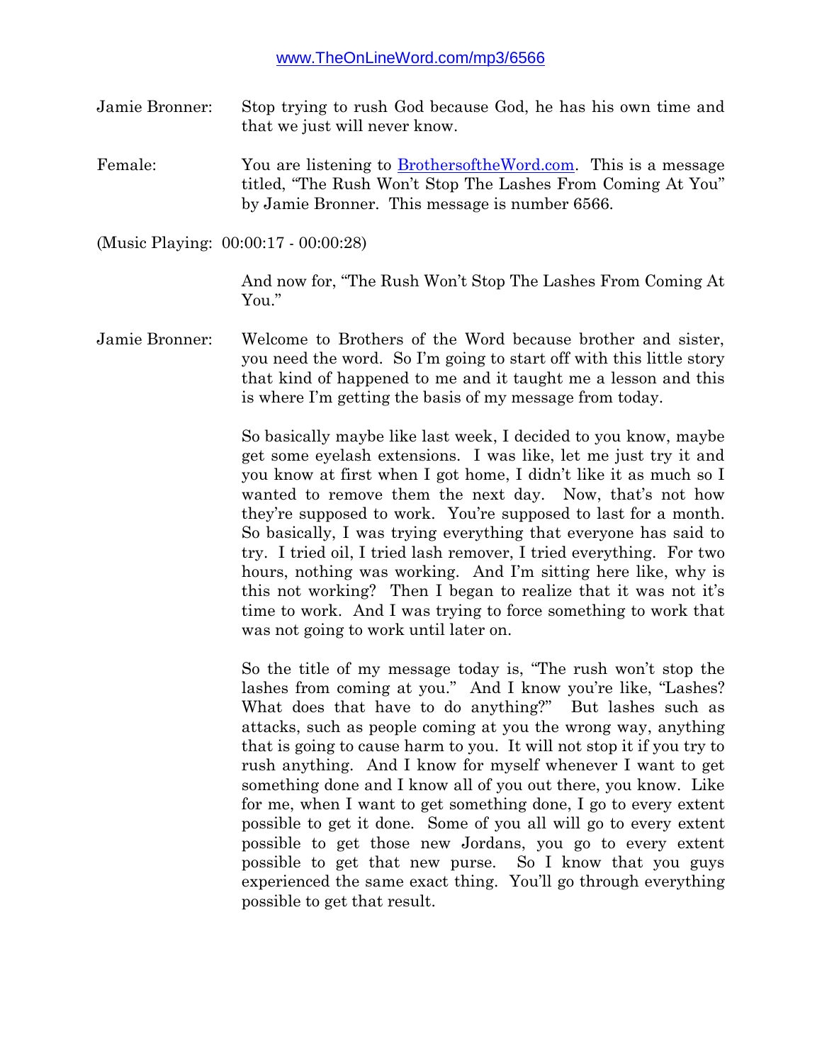www.TheOnLineWord.com/mp3/6566

Jamie Bronner: Stop trying to rush God because God, he has his own time and that we just will never know.

Female: You are listening to BrothersoftheWord.com. This is a message titled, "The Rush Won't Stop The Lashes From Coming At You" by Jamie Bronner. This message is number 6566.

(Music Playing: 00:00:17 - 00:00:28)

And now for, "The Rush Won't Stop The Lashes From Coming At You."

Jamie Bronner: Welcome to Brothers of the Word because brother and sister, you need the word. So I'm going to start off with this little story that kind of happened to me and it taught me a lesson and this is where I'm getting the basis of my message from today.

So basically maybe like last week, I decided to you know, maybe get some eyelash extensions. I was like, let me just try it and you know at first when I got home, I didn't like it as much so I wanted to remove them the next day. Now, that's not how they're supposed to work. You're supposed to last for a month. So basically, I was trying everything that everyone has said to try. I tried oil, I tried lash remover, I tried everything. For two hours, nothing was working. And I'm sitting here like, why is this not working? Then I began to realize that it was not it's time to work. And I was trying to force something to work that was not going to work until later on.

So the title of my message today is, "The rush won't stop the lashes from coming at you." And I know you're like, "Lashes? What does that have to do anything?" But lashes such as attacks, such as people coming at you the wrong way, anything that is going to cause harm to you. It will not stop it if you try to rush anything. And I know for myself whenever I want to get something done and I know all of you out there, you know. Like for me, when I want to get something done, I go to every extent possible to get it done. Some of you all will go to every extent possible to get those new Jordans, you go to every extent possible to get that new purse. So I know that you guys experienced the same exact thing. You'll go through everything possible to get that result.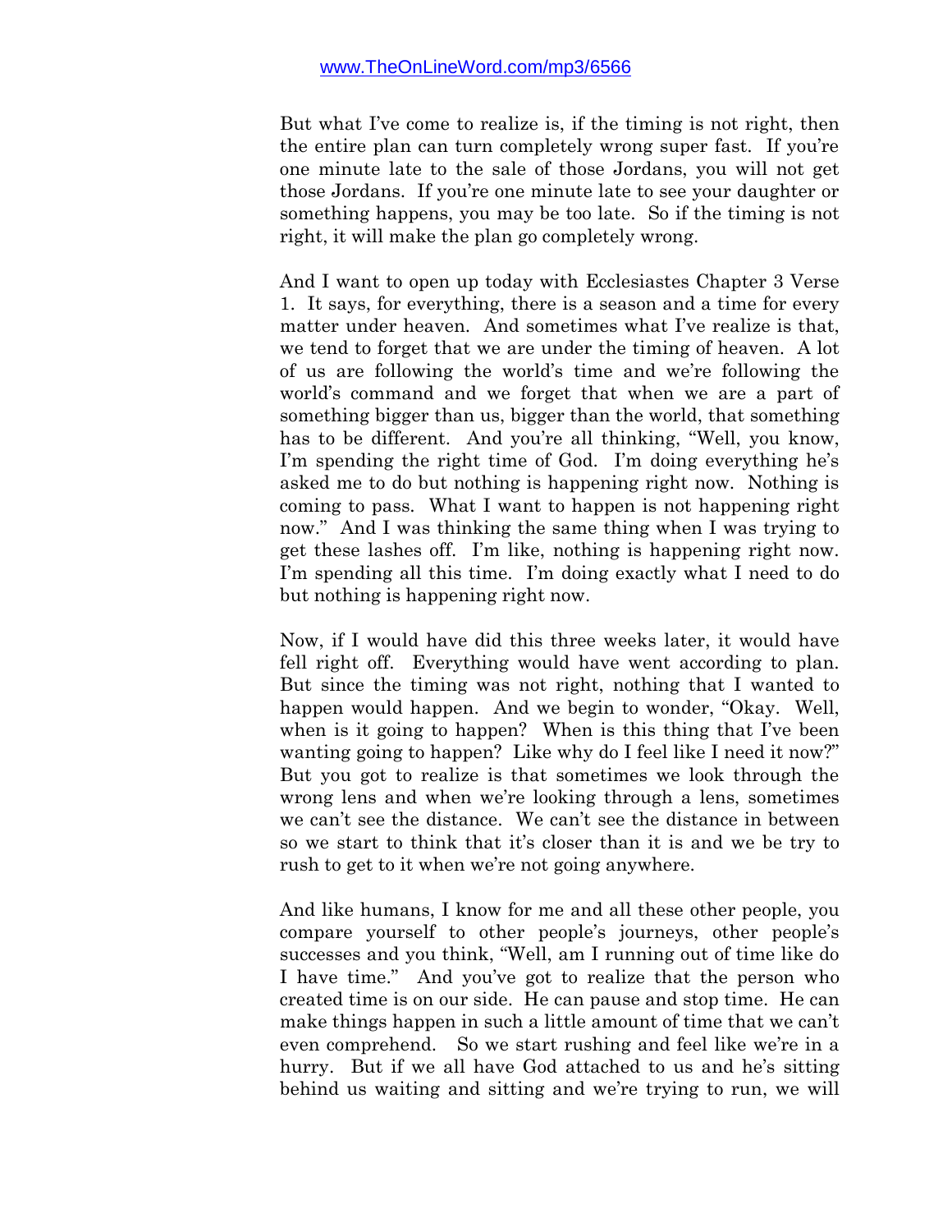But what I've come to realize is, if the timing is not right, then the entire plan can turn completely wrong super fast. If you're one minute late to the sale of those Jordans, you will not get those Jordans. If you're one minute late to see your daughter or something happens, you may be too late. So if the timing is not right, it will make the plan go completely wrong.

And I want to open up today with Ecclesiastes Chapter 3 Verse 1. It says, for everything, there is a season and a time for every matter under heaven. And sometimes what I've realize is that, we tend to forget that we are under the timing of heaven. A lot of us are following the world's time and we're following the world's command and we forget that when we are a part of something bigger than us, bigger than the world, that something has to be different. And you're all thinking, "Well, you know, I'm spending the right time of God. I'm doing everything he's asked me to do but nothing is happening right now. Nothing is coming to pass. What I want to happen is not happening right now." And I was thinking the same thing when I was trying to get these lashes off. I'm like, nothing is happening right now. I'm spending all this time. I'm doing exactly what I need to do but nothing is happening right now.

Now, if I would have did this three weeks later, it would have fell right off. Everything would have went according to plan. But since the timing was not right, nothing that I wanted to happen would happen. And we begin to wonder, "Okay. Well, when is it going to happen? When is this thing that I've been wanting going to happen? Like why do I feel like I need it now?" But you got to realize is that sometimes we look through the wrong lens and when we're looking through a lens, sometimes we can't see the distance. We can't see the distance in between so we start to think that it's closer than it is and we be try to rush to get to it when we're not going anywhere.

And like humans, I know for me and all these other people, you compare yourself to other people's journeys, other people's successes and you think, "Well, am I running out of time like do I have time." And you've got to realize that the person who created time is on our side. He can pause and stop time. He can make things happen in such a little amount of time that we can't even comprehend. So we start rushing and feel like we're in a hurry. But if we all have God attached to us and he's sitting behind us waiting and sitting and we're trying to run, we will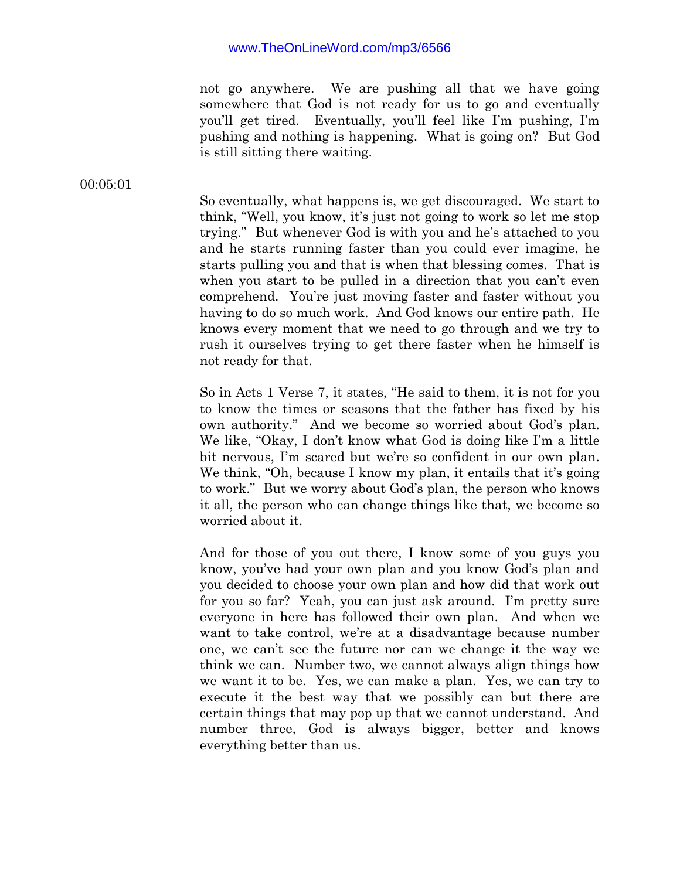not go anywhere. We are pushing all that we have going somewhere that God is not ready for us to go and eventually you'll get tired. Eventually, you'll feel like I'm pushing, I'm pushing and nothing is happening. What is going on? But God is still sitting there waiting.

00:05:01

So eventually, what happens is, we get discouraged. We start to think, "Well, you know, it's just not going to work so let me stop trying." But whenever God is with you and he's attached to you and he starts running faster than you could ever imagine, he starts pulling you and that is when that blessing comes. That is when you start to be pulled in a direction that you can't even comprehend. You're just moving faster and faster without you having to do so much work. And God knows our entire path. He knows every moment that we need to go through and we try to rush it ourselves trying to get there faster when he himself is not ready for that.

So in Acts 1 Verse 7, it states, "He said to them, it is not for you to know the times or seasons that the father has fixed by his own authority." And we become so worried about God's plan. We like, "Okay, I don't know what God is doing like I'm a little bit nervous, I'm scared but we're so confident in our own plan. We think, "Oh, because I know my plan, it entails that it's going to work." But we worry about God's plan, the person who knows it all, the person who can change things like that, we become so worried about it.

And for those of you out there, I know some of you guys you know, you've had your own plan and you know God's plan and you decided to choose your own plan and how did that work out for you so far? Yeah, you can just ask around. I'm pretty sure everyone in here has followed their own plan. And when we want to take control, we're at a disadvantage because number one, we can't see the future nor can we change it the way we think we can. Number two, we cannot always align things how we want it to be. Yes, we can make a plan. Yes, we can try to execute it the best way that we possibly can but there are certain things that may pop up that we cannot understand. And number three, God is always bigger, better and knows everything better than us.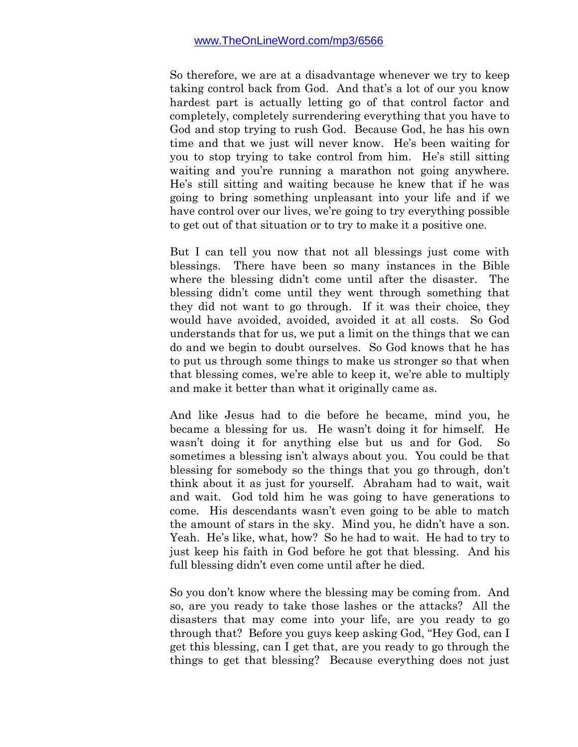So therefore, we are at a disadvantage whenever we try to keep taking control back from God. And that's a lot of our you know hardest part is actually letting go of that control factor and completely, completely surrendering everything that you have to God and stop trying to rush God. Because God, he has his own time and that we just will never know. He's been waiting for you to stop trying to take control from him. He's still sitting waiting and you're running a marathon not going anywhere. He's still sitting and waiting because he knew that if he was going to bring something unpleasant into your life and if we have control over our lives, we're going to try everything possible to get out of that situation or to try to make it a positive one.

But I can tell you now that not all blessings just come with blessings. There have been so many instances in the Bible where the blessing didn't come until after the disaster. The blessing didn't come until they went through something that they did not want to go through. If it was their choice, they would have avoided, avoided, avoided it at all costs. So God understands that for us, we put a limit on the things that we can do and we begin to doubt ourselves. So God knows that he has to put us through some things to make us stronger so that when that blessing comes, we're able to keep it, we're able to multiply and make it better than what it originally came as.

And like Jesus had to die before he became, mind you, he became a blessing for us. He wasn't doing it for himself. He wasn't doing it for anything else but us and for God. So sometimes a blessing isn't always about you. You could be that blessing for somebody so the things that you go through, don't think about it as just for yourself. Abraham had to wait, wait and wait. God told him he was going to have generations to come. His descendants wasn't even going to be able to match the amount of stars in the sky. Mind you, he didn't have a son. Yeah. He's like, what, how? So he had to wait. He had to try to just keep his faith in God before he got that blessing. And his full blessing didn't even come until after he died.

So you don't know where the blessing may be coming from. And so, are you ready to take those lashes or the attacks? All the disasters that may come into your life, are you ready to go through that? Before you guys keep asking God, "Hey God, can I get this blessing, can I get that, are you ready to go through the things to get that blessing? Because everything does not just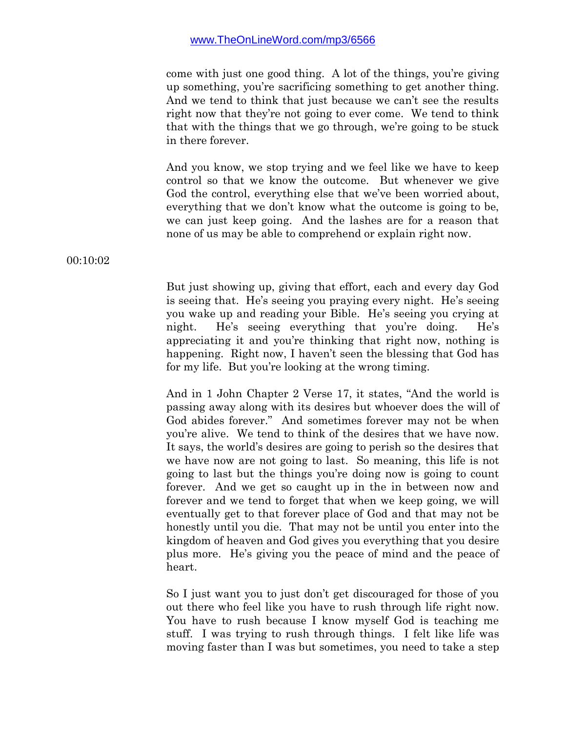come with just one good thing. A lot of the things, you're giving up something, you're sacrificing something to get another thing. And we tend to think that just because we can't see the results right now that they're not going to ever come. We tend to think that with the things that we go through, we're going to be stuck in there forever.

And you know, we stop trying and we feel like we have to keep control so that we know the outcome. But whenever we give God the control, everything else that we've been worried about, everything that we don't know what the outcome is going to be, we can just keep going. And the lashes are for a reason that none of us may be able to comprehend or explain right now.

00:10:02

But just showing up, giving that effort, each and every day God is seeing that. He's seeing you praying every night. He's seeing you wake up and reading your Bible. He's seeing you crying at night. He's seeing everything that you're doing. He's appreciating it and you're thinking that right now, nothing is happening. Right now, I haven't seen the blessing that God has for my life. But you're looking at the wrong timing.

And in 1 John Chapter 2 Verse 17, it states, "And the world is passing away along with its desires but whoever does the will of God abides forever." And sometimes forever may not be when you're alive. We tend to think of the desires that we have now. It says, the world's desires are going to perish so the desires that we have now are not going to last. So meaning, this life is not going to last but the things you're doing now is going to count forever. And we get so caught up in the in between now and forever and we tend to forget that when we keep going, we will eventually get to that forever place of God and that may not be honestly until you die. That may not be until you enter into the kingdom of heaven and God gives you everything that you desire plus more. He's giving you the peace of mind and the peace of heart.

So I just want you to just don't get discouraged for those of you out there who feel like you have to rush through life right now. You have to rush because I know myself God is teaching me stuff. I was trying to rush through things. I felt like life was moving faster than I was but sometimes, you need to take a step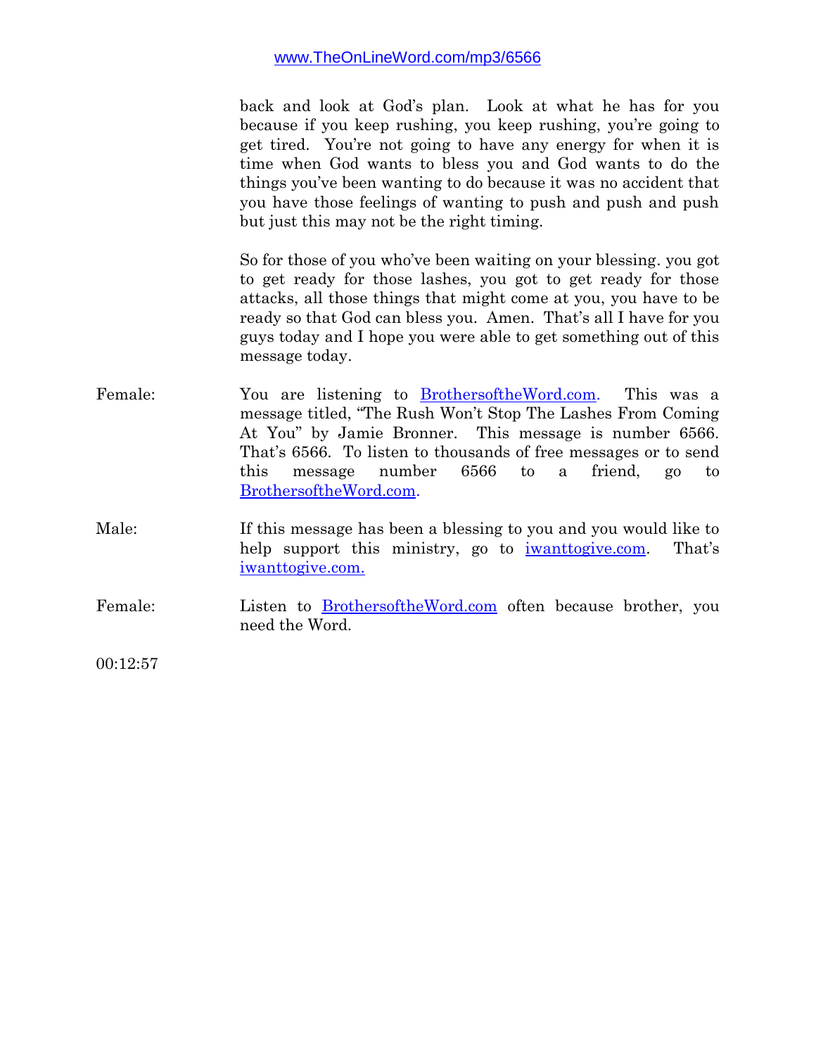back and look at God's plan. Look at what he has for you because if you keep rushing, you keep rushing, you're going to get tired. You're not going to have any energy for when it is time when God wants to bless you and God wants to do the things you've been wanting to do because it was no accident that you have those feelings of wanting to push and push and push but just this may not be the right timing.

So for those of you who've been waiting on your blessing. you got to get ready for those lashes, you got to get ready for those attacks, all those things that might come at you, you have to be ready so that God can bless you. Amen. That's all I have for you guys today and I hope you were able to get something out of this message today.

Female: You are listening to BrothersoftheWord.com. This was a message titled, "The Rush Won't Stop The Lashes From Coming At You" by Jamie Bronner. This message is number 6566. That's 6566. To listen to thousands of free messages or to send this message number 6566 to a friend, go to BrothersoftheWord.com.

Male: If this message has been a blessing to you and you would like to help support this ministry, go to iwanttogive.com. That's iwanttogive.com.

Female: Listen to BrothersoftheWord.com often because brother, you need the Word.

00:12:57